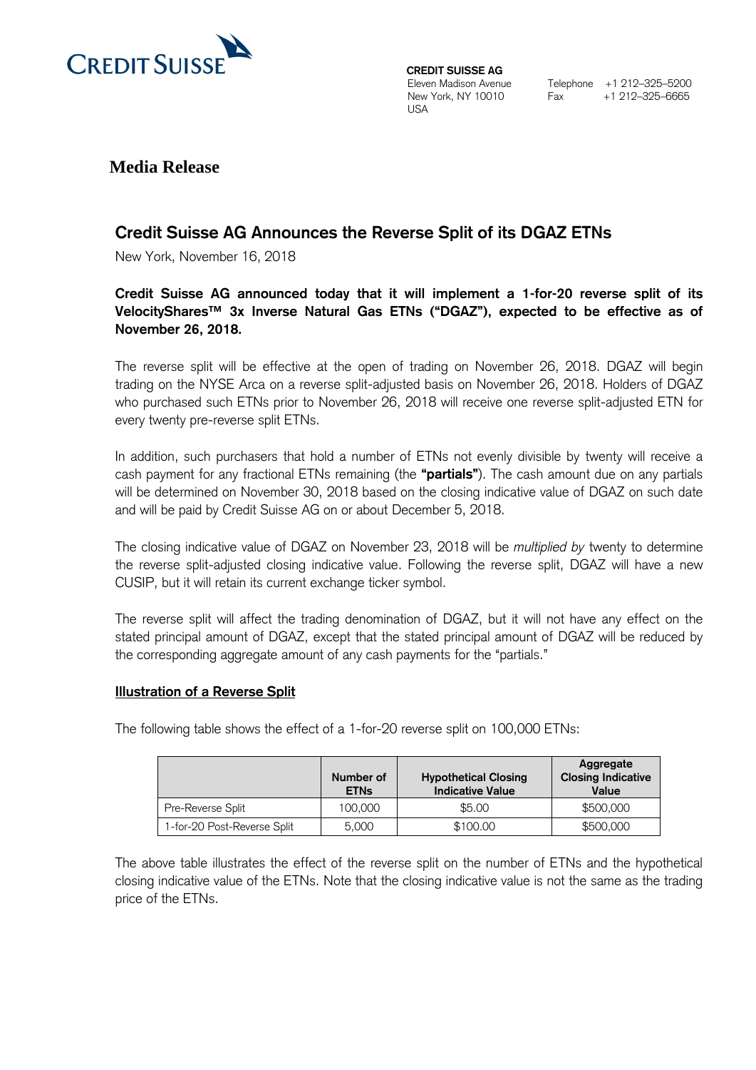CREDIT SUISSE

**CREDIT SUISSE AG**
Eleven Madison Avenue
New York, NY 10010
USA

Telephone +1 212-325-5200
Fax +1 212-325-6665

**Media Release**

## Credit Suisse AG Announces the Reverse Split of its DGAZ ETNs

New York, November 16, 2018

**Credit Suisse AG announced today that it will implement a 1-for-20 reverse split of its VelocityShares™ 3x Inverse Natural Gas ETNs ("DGAZ"), expected to be effective as of November 26, 2018.**

The reverse split will be effective at the open of trading on November 26, 2018. DGAZ will begin trading on the NYSE Arca on a reverse split-adjusted basis on November 26, 2018. Holders of DGAZ who purchased such ETNs prior to November 26, 2018 will receive one reverse split-adjusted ETN for every twenty pre-reverse split ETNs.

In addition, such purchasers that hold a number of ETNs not evenly divisible by twenty will receive a cash payment for any fractional ETNs remaining (the **"partials"**). The cash amount due on any partials will be determined on November 30, 2018 based on the closing indicative value of DGAZ on such date and will be paid by Credit Suisse AG on or about December 5, 2018.

The closing indicative value of DGAZ on November 23, 2018 will be *multiplied by* twenty to determine the reverse split-adjusted closing indicative value. Following the reverse split, DGAZ will have a new CUSIP, but it will retain its current exchange ticker symbol.

The reverse split will affect the trading denomination of DGAZ, but it will not have any effect on the stated principal amount of DGAZ, except that the stated principal amount of DGAZ will be reduced by the corresponding aggregate amount of any cash payments for the "partials."

### Illustration of a Reverse Split

The following table shows the effect of a 1-for-20 reverse split on 100,000 ETNs:

| | Number of ETNs | Hypothetical Closing Indicative Value | Aggregate Closing Indicative Value |
|---|---|---|---|
| Pre-Reverse Split | 100,000 | $5.00 | $500,000 |
| 1-for-20 Post-Reverse Split | 5,000 | $100.00 | $500,000 |

The above table illustrates the effect of the reverse split on the number of ETNs and the hypothetical closing indicative value of the ETNs. Note that the closing indicative value is not the same as the trading price of the ETNs.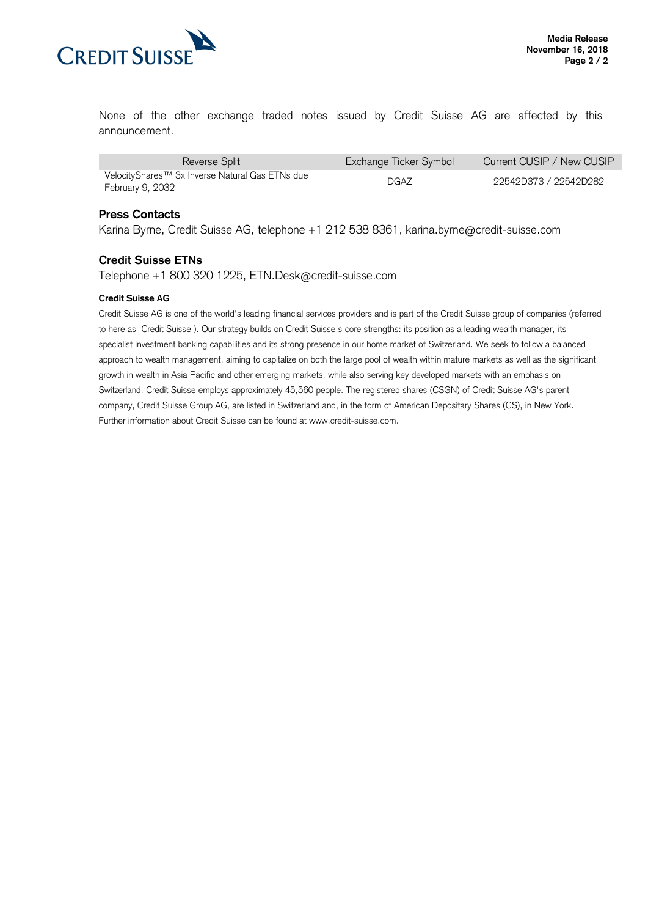None of the other exchange traded notes issued by Credit Suisse AG are affected by this announcement.

| Reverse Split | Exchange Ticker Symbol | Current CUSIP / New CUSIP |
|---|---|---|
| VelocityShares™ 3x Inverse Natural Gas ETNs due February 9, 2032 | DGAZ | 22542D373 / 22542D282 |

### Press Contacts

Karina Byrne, Credit Suisse AG, telephone +1 212 538 8361, karina.byrne@credit-suisse.com

### Credit Suisse ETNs

Telephone +1 800 320 1225, ETN.Desk@credit-suisse.com

**Credit Suisse AG**

Credit Suisse AG is one of the world's leading financial services providers and is part of the Credit Suisse group of companies (referred to here as 'Credit Suisse'). Our strategy builds on Credit Suisse's core strengths: its position as a leading wealth manager, its specialist investment banking capabilities and its strong presence in our home market of Switzerland. We seek to follow a balanced approach to wealth management, aiming to capitalize on both the large pool of wealth within mature markets as well as the significant growth in wealth in Asia Pacific and other emerging markets, while also serving key developed markets with an emphasis on Switzerland. Credit Suisse employs approximately 45,560 people. The registered shares (CSGN) of Credit Suisse AG's parent company, Credit Suisse Group AG, are listed in Switzerland and, in the form of American Depositary Shares (CS), in New York. Further information about Credit Suisse can be found at www.credit-suisse.com.